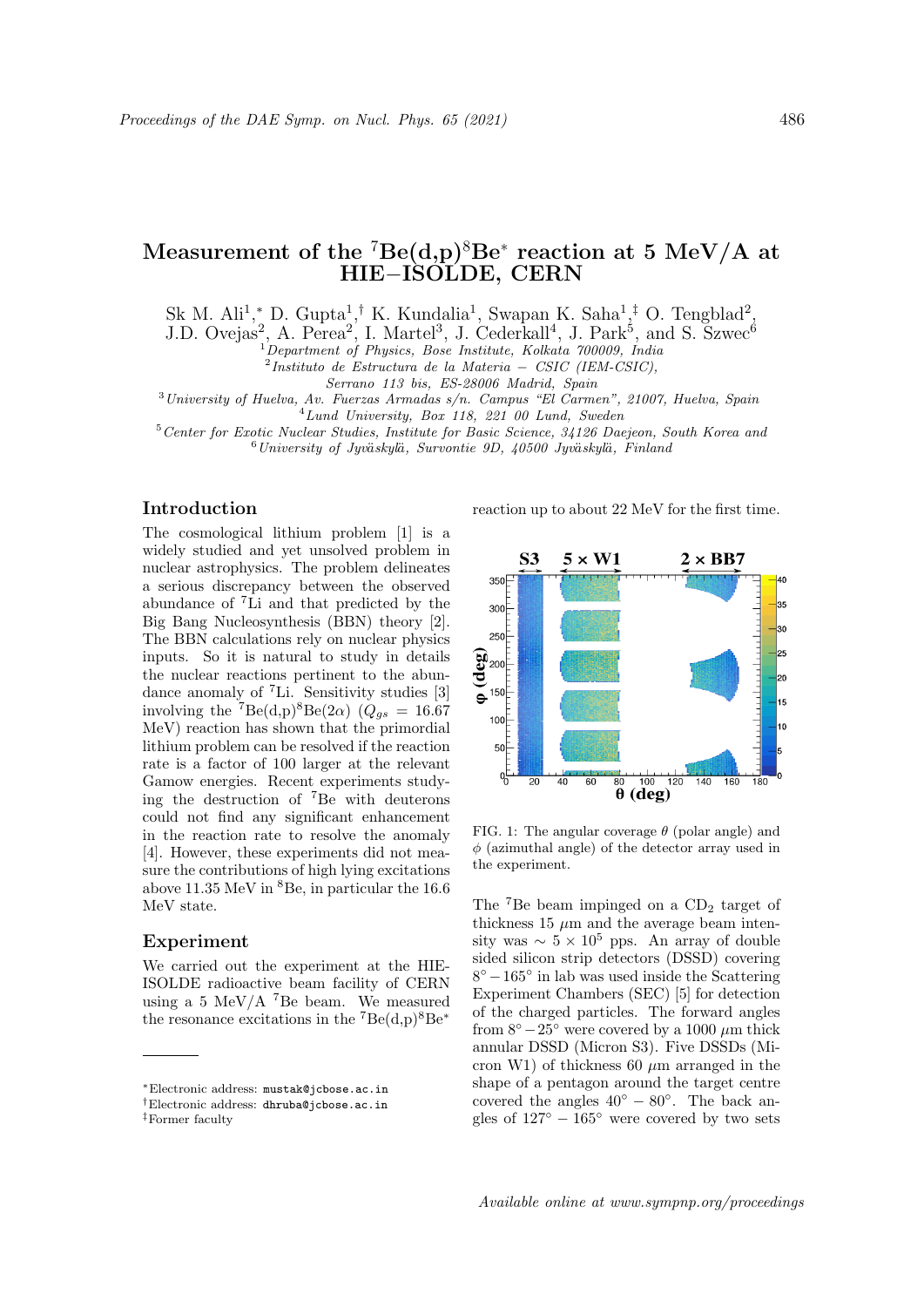# Measurement of the $^{7}$Be(d,p)$^{8}$Be$^{*}$ reaction at 5 MeV/A at HIE−ISOLDE, CERN

Sk M. Ali[1],* D. Gupta[1],† K. Kundalia[1], Swapan K. Saha[1],‡ O. Tengblad[2], J.D. Ovejas[2], A. Perea[2], I. Martel[3], J. Cederkall[4], J. Park[5], and S. Szwec[6]

[1] *Department of Physics, Bose Institute, Kolkata 700009, India*
[2] *Instituto de Estructura de la Materia − CSIC (IEM-CSIC), Serrano 113 bis, ES-28006 Madrid, Spain*
[3] *University of Huelva, Av. Fuerzas Armadas s/n. Campus "El Carmen", 21007, Huelva, Spain*
[4] *Lund University, Box 118, 221 00 Lund, Sweden*
[5] *Center for Exotic Nuclear Studies, Institute for Basic Science, 34126 Daejeon, South Korea and*
[6] *University of Jyväskylä, Survontie 9D, 40500 Jyväskylä, Finland*

## Introduction

The cosmological lithium problem [1] is a widely studied and yet unsolved problem in nuclear astrophysics. The problem delineates a serious discrepancy between the observed abundance of $^{7}$Li and that predicted by the Big Bang Nucleosynthesis (BBN) theory [2]. The BBN calculations rely on nuclear physics inputs. So it is natural to study in details the nuclear reactions pertinent to the abundance anomaly of $^{7}$Li. Sensitivity studies [3] involving the $^{7}$Be(d,p)$^{8}$Be(2$\alpha$) ($Q_{gs}$ = 16.67 MeV) reaction has shown that the primordial lithium problem can be resolved if the reaction rate is a factor of 100 larger at the relevant Gamow energies. Recent experiments studying the destruction of $^{7}$Be with deuterons could not find any significant enhancement in the reaction rate to resolve the anomaly [4]. However, these experiments did not measure the contributions of high lying excitations above 11.35 MeV in $^{8}$Be, in particular the 16.6 MeV state.

## Experiment

We carried out the experiment at the HIE-ISOLDE radioactive beam facility of CERN using a 5 MeV/A $^{7}$Be beam. We measured the resonance excitations in the $^{7}$Be(d,p)$^{8}$Be$^{*}$ reaction up to about 22 MeV for the first time.

FIG. 1: The angular coverage $\theta$ (polar angle) and $\phi$ (azimuthal angle) of the detector array used in the experiment.

The $^{7}$Be beam impinged on a $CD_2$ target of thickness 15 $\mu$m and the average beam intensity was $\sim 5 \times 10^{5}$ pps. An array of double sided silicon strip detectors (DSSD) covering $8^{\circ} - 165^{\circ}$ in lab was used inside the Scattering Experiment Chambers (SEC) [5] for detection of the charged particles. The forward angles from $8^{\circ} - 25^{\circ}$ were covered by a 1000 $\mu$m thick annular DSSD (Micron S3). Five DSSDs (Micron W1) of thickness 60 $\mu$m arranged in the shape of a pentagon around the target centre covered the angles $40^{\circ} - 80^{\circ}$. The back angles of $127^{\circ} - 165^{\circ}$ were covered by two sets

*Electronic address: mustak@jcbose.ac.in
†Electronic address: dhruba@jcbose.ac.in
‡Former faculty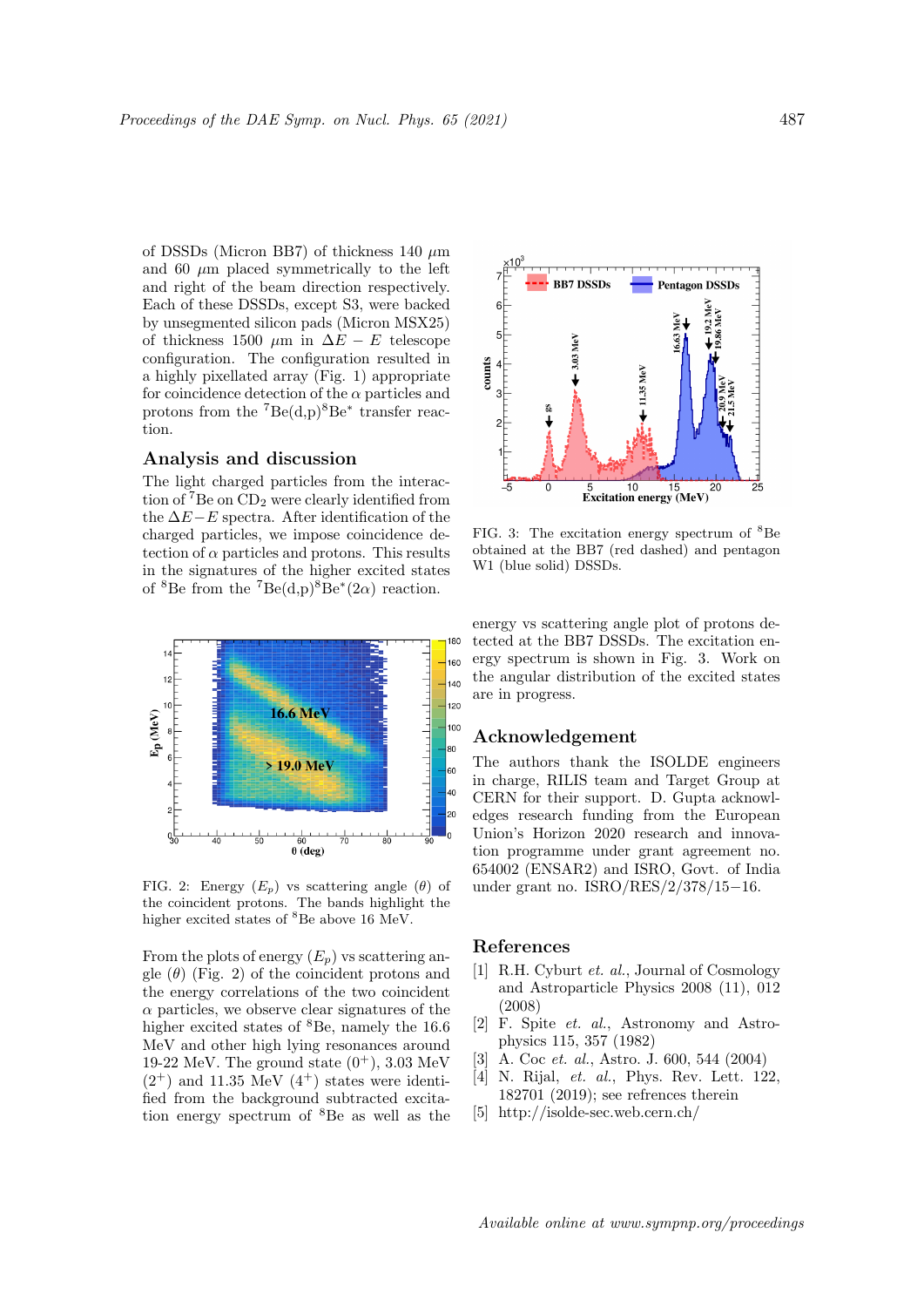of DSSDs (Micron BB7) of thickness 140 $\mu$m and 60 $\mu$m placed symmetrically to the left and right of the beam direction respectively. Each of these DSSDs, except S3, were backed by unsegmented silicon pads (Micron MSX25) of thickness 1500 $\mu$m in $\Delta E - E$ telescope configuration. The configuration resulted in a highly pixellated array (Fig. 1) appropriate for coincidence detection of the $\alpha$ particles and protons from the $^7$Be(d,p)$^8$Be$^*$ transfer reaction.

## Analysis and discussion

The light charged particles from the interaction of $^7$Be on CD$_2$ were clearly identified from the $\Delta E - E$ spectra. After identification of the charged particles, we impose coincidence detection of $\alpha$ particles and protons. This results in the signatures of the higher excited states of $^8$Be from the $^7$Be(d,p)$^8$Be$^*$(2$\alpha$) reaction.

Ep (MeV)
θ (deg)
16.6 MeV
> 19.0 MeV

FIG. 2: Energy ($E_p$) vs scattering angle ($\theta$) of the coincident protons. The bands highlight the higher excited states of $^8$Be above 16 MeV.

From the plots of energy ($E_p$) vs scattering angle ($\theta$) (Fig. 2) of the coincident protons and the energy correlations of the two coincident $\alpha$ particles, we observe clear signatures of the higher excited states of $^8$Be, namely the 16.6 MeV and other high lying resonances around 19-22 MeV. The ground state ($0^+$), 3.03 MeV ($2^+$) and 11.35 MeV ($4^+$) states were identified from the background subtracted excitation energy spectrum of $^8$Be as well as the energy vs scattering angle plot of protons detected at the BB7 DSSDs. The excitation energy spectrum is shown in Fig. 3. Work on the angular distribution of the excited states are in progress.

BB7 DSSDs
Pentagon DSSDs
counts
Excitation energy (MeV)
gs
3.03 MeV
11.35 MeV
16.63 MeV
19.2 MeV
19.86 MeV
20.9 MeV
21.5 MeV

FIG. 3: The excitation energy spectrum of $^8$Be obtained at the BB7 (red dashed) and pentagon W1 (blue solid) DSSDs.

## Acknowledgement

The authors thank the ISOLDE engineers in charge, RILIS team and Target Group at CERN for their support. D. Gupta acknowledges research funding from the European Union's Horizon 2020 research and innovation programme under grant agreement no. 654002 (ENSAR2) and ISRO, Govt. of India under grant no. ISRO/RES/2/378/15−16.

## References

[1] R.H. Cyburt *et. al.*, Journal of Cosmology and Astroparticle Physics 2008 (11), 012 (2008)

[2] F. Spite *et. al.*, Astronomy and Astrophysics 115, 357 (1982)

[3] A. Coc *et. al.*, Astro. J. 600, 544 (2004)

[4] N. Rijal, *et. al.*, Phys. Rev. Lett. 122, 182701 (2019); see refrences therein

[5] http://isolde-sec.web.cern.ch/